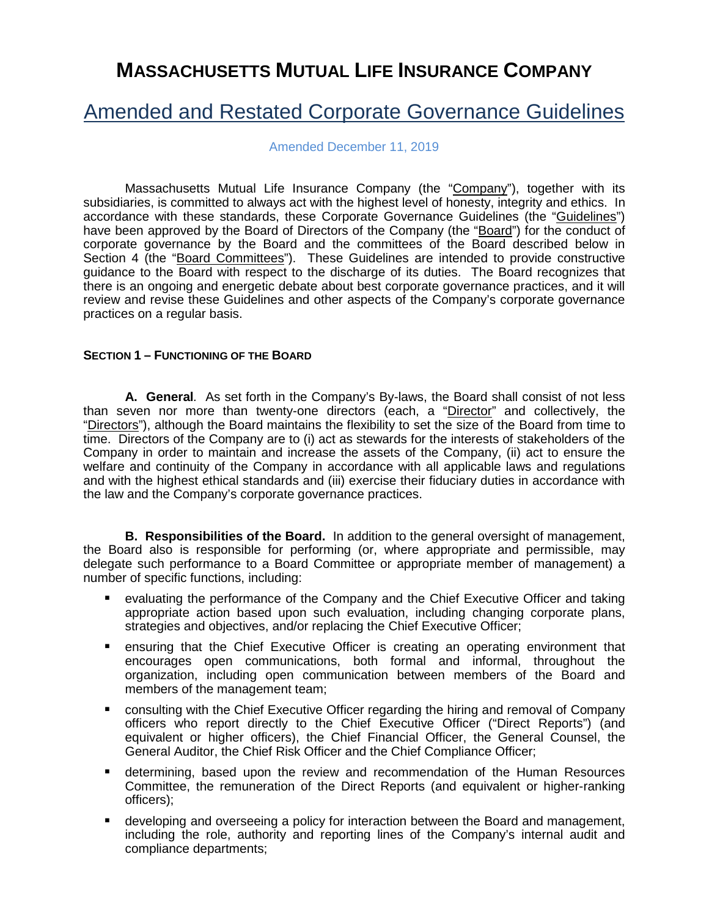# MASSACHUSETTS MUTUAL LIFE INSURANCE COMPANY

## Amended and Restated Corporate Governance Guidelines

Amended December 11, 2019

Massachusetts Mutual Life Insurance Company (the "Company"), together with its subsidiaries, is committed to always act with the highest level of honesty, integrity and ethics. In accordance with these standards, these Corporate Governance Guidelines (the "Guidelines") have been approved by the Board of Directors of the Company (the "Board") for the conduct of corporate governance by the Board and the committees of the Board described below in Section 4 (the "Board Committees"). These Guidelines are intended to provide constructive guidance to the Board with respect to the discharge of its duties. The Board recognizes that there is an ongoing and energetic debate about best corporate governance practices, and it will review and revise these Guidelines and other aspects of the Company's corporate governance practices on a regular basis.

### SECTION 1 – FUNCTIONING OF THE BOARD

**A. General**. As set forth in the Company's By-laws, the Board shall consist of not less than seven nor more than twenty-one directors (each, a "Director" and collectively, the "Directors"), although the Board maintains the flexibility to set the size of the Board from time to time. Directors of the Company are to (i) act as stewards for the interests of stakeholders of the Company in order to maintain and increase the assets of the Company, (ii) act to ensure the welfare and continuity of the Company in accordance with all applicable laws and regulations and with the highest ethical standards and (iii) exercise their fiduciary duties in accordance with the law and the Company's corporate governance practices.

**B. Responsibilities of the Board.** In addition to the general oversight of management, the Board also is responsible for performing (or, where appropriate and permissible, may delegate such performance to a Board Committee or appropriate member of management) a number of specific functions, including:

- evaluating the performance of the Company and the Chief Executive Officer and taking appropriate action based upon such evaluation, including changing corporate plans, strategies and objectives, and/or replacing the Chief Executive Officer;
- ensuring that the Chief Executive Officer is creating an operating environment that encourages open communications, both formal and informal, throughout the organization, including open communication between members of the Board and members of the management team;
- consulting with the Chief Executive Officer regarding the hiring and removal of Company officers who report directly to the Chief Executive Officer ("Direct Reports") (and equivalent or higher officers), the Chief Financial Officer, the General Counsel, the General Auditor, the Chief Risk Officer and the Chief Compliance Officer;
- determining, based upon the review and recommendation of the Human Resources Committee, the remuneration of the Direct Reports (and equivalent or higher-ranking officers);
- developing and overseeing a policy for interaction between the Board and management, including the role, authority and reporting lines of the Company's internal audit and compliance departments;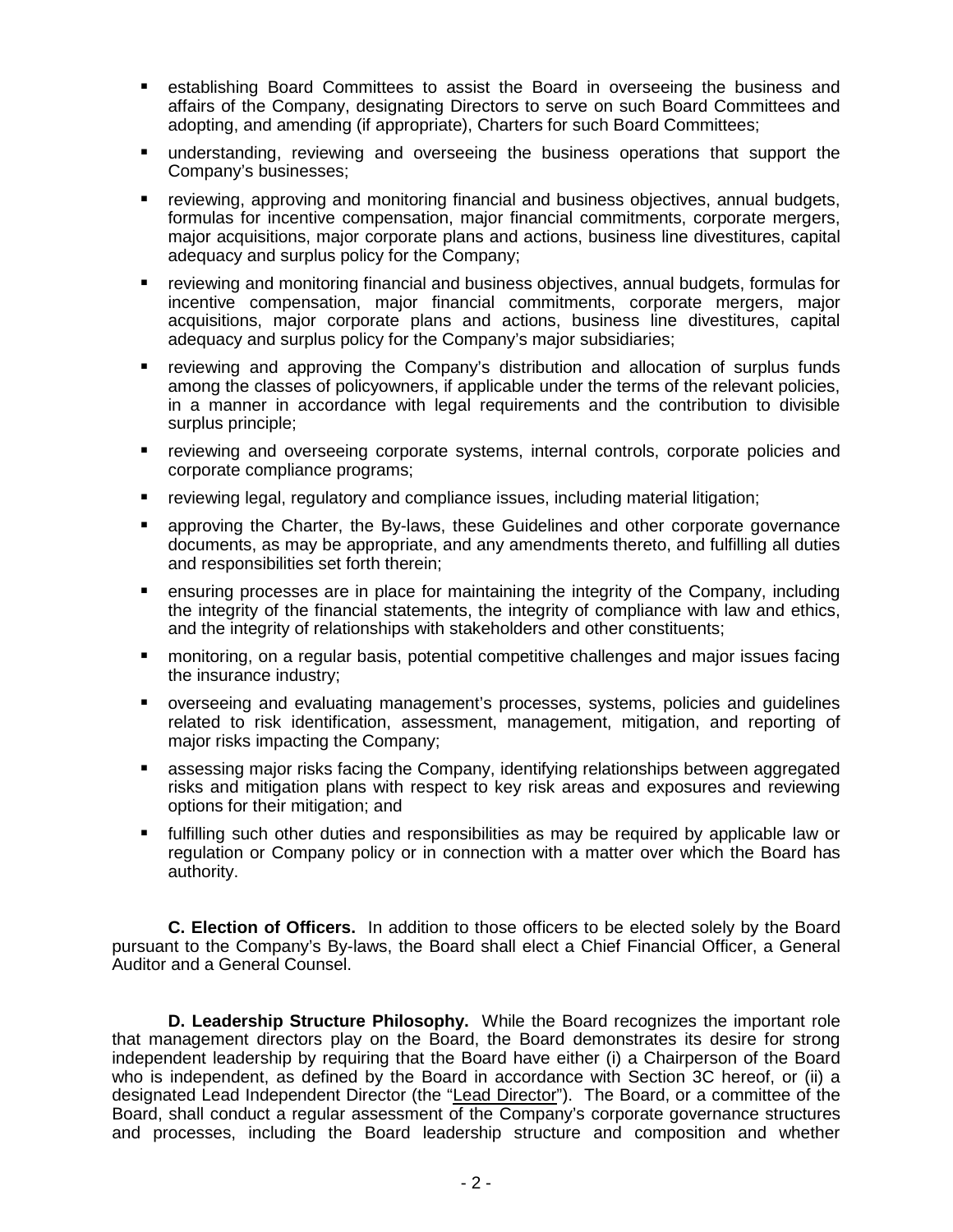- establishing Board Committees to assist the Board in overseeing the business and affairs of the Company, designating Directors to serve on such Board Committees and adopting, and amending (if appropriate), Charters for such Board Committees;
- understanding, reviewing and overseeing the business operations that support the Company's businesses;
- reviewing, approving and monitoring financial and business objectives, annual budgets, formulas for incentive compensation, major financial commitments, corporate mergers, major acquisitions, major corporate plans and actions, business line divestitures, capital adequacy and surplus policy for the Company;
- reviewing and monitoring financial and business objectives, annual budgets, formulas for incentive compensation, major financial commitments, corporate mergers, major acquisitions, major corporate plans and actions, business line divestitures, capital adequacy and surplus policy for the Company's major subsidiaries;
- reviewing and approving the Company's distribution and allocation of surplus funds among the classes of policyowners, if applicable under the terms of the relevant policies, in a manner in accordance with legal requirements and the contribution to divisible surplus principle;
- reviewing and overseeing corporate systems, internal controls, corporate policies and corporate compliance programs;
- reviewing legal, regulatory and compliance issues, including material litigation;
- approving the Charter, the By-laws, these Guidelines and other corporate governance documents, as may be appropriate, and any amendments thereto, and fulfilling all duties and responsibilities set forth therein;
- ensuring processes are in place for maintaining the integrity of the Company, including the integrity of the financial statements, the integrity of compliance with law and ethics, and the integrity of relationships with stakeholders and other constituents;
- monitoring, on a regular basis, potential competitive challenges and major issues facing the insurance industry;
- overseeing and evaluating management's processes, systems, policies and guidelines related to risk identification, assessment, management, mitigation, and reporting of major risks impacting the Company;
- assessing major risks facing the Company, identifying relationships between aggregated risks and mitigation plans with respect to key risk areas and exposures and reviewing options for their mitigation; and
- fulfilling such other duties and responsibilities as may be required by applicable law or regulation or Company policy or in connection with a matter over which the Board has authority.

**C. Election of Officers.** In addition to those officers to be elected solely by the Board pursuant to the Company's By-laws, the Board shall elect a Chief Financial Officer, a General Auditor and a General Counsel.

**D. Leadership Structure Philosophy.** While the Board recognizes the important role that management directors play on the Board, the Board demonstrates its desire for strong independent leadership by requiring that the Board have either (i) a Chairperson of the Board who is independent, as defined by the Board in accordance with Section 3C hereof, or (ii) a designated Lead Independent Director (the "Lead Director"). The Board, or a committee of the Board, shall conduct a regular assessment of the Company's corporate governance structures and processes, including the Board leadership structure and composition and whether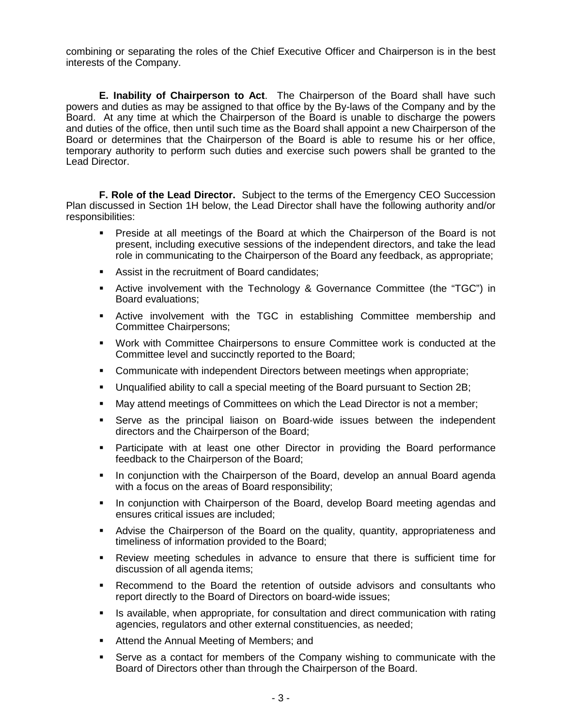combining or separating the roles of the Chief Executive Officer and Chairperson is in the best interests of the Company.

**E. Inability of Chairperson to Act**. The Chairperson of the Board shall have such powers and duties as may be assigned to that office by the By-laws of the Company and by the Board. At any time at which the Chairperson of the Board is unable to discharge the powers and duties of the office, then until such time as the Board shall appoint a new Chairperson of the Board or determines that the Chairperson of the Board is able to resume his or her office, temporary authority to perform such duties and exercise such powers shall be granted to the Lead Director.

**F. Role of the Lead Director.** Subject to the terms of the Emergency CEO Succession Plan discussed in Section 1H below, the Lead Director shall have the following authority and/or responsibilities:

- Preside at all meetings of the Board at which the Chairperson of the Board is not present, including executive sessions of the independent directors, and take the lead role in communicating to the Chairperson of the Board any feedback, as appropriate;
- Assist in the recruitment of Board candidates;
- Active involvement with the Technology & Governance Committee (the "TGC") in Board evaluations;
- Active involvement with the TGC in establishing Committee membership and Committee Chairpersons;
- Work with Committee Chairpersons to ensure Committee work is conducted at the Committee level and succinctly reported to the Board;
- Communicate with independent Directors between meetings when appropriate;
- Unqualified ability to call a special meeting of the Board pursuant to Section 2B;
- May attend meetings of Committees on which the Lead Director is not a member;
- Serve as the principal liaison on Board-wide issues between the independent directors and the Chairperson of the Board;
- Participate with at least one other Director in providing the Board performance feedback to the Chairperson of the Board;
- In conjunction with the Chairperson of the Board, develop an annual Board agenda with a focus on the areas of Board responsibility;
- In conjunction with Chairperson of the Board, develop Board meeting agendas and ensures critical issues are included;
- Advise the Chairperson of the Board on the quality, quantity, appropriateness and timeliness of information provided to the Board;
- Review meeting schedules in advance to ensure that there is sufficient time for discussion of all agenda items;
- Recommend to the Board the retention of outside advisors and consultants who report directly to the Board of Directors on board-wide issues;
- Is available, when appropriate, for consultation and direct communication with rating agencies, regulators and other external constituencies, as needed;
- Attend the Annual Meeting of Members; and
- Serve as a contact for members of the Company wishing to communicate with the Board of Directors other than through the Chairperson of the Board.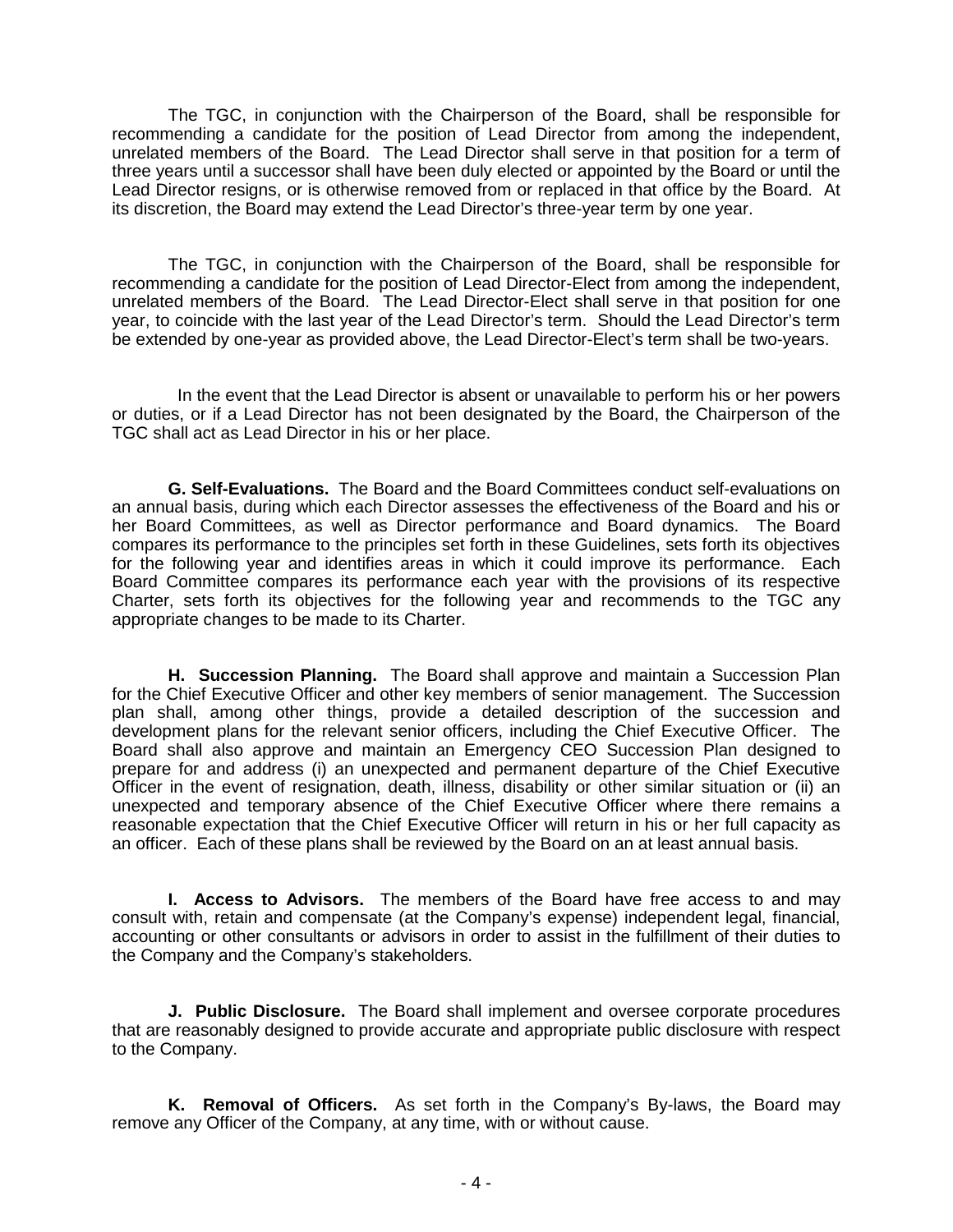The TGC, in conjunction with the Chairperson of the Board, shall be responsible for recommending a candidate for the position of Lead Director from among the independent, unrelated members of the Board. The Lead Director shall serve in that position for a term of three years until a successor shall have been duly elected or appointed by the Board or until the Lead Director resigns, or is otherwise removed from or replaced in that office by the Board. At its discretion, the Board may extend the Lead Director's three-year term by one year.

The TGC, in conjunction with the Chairperson of the Board, shall be responsible for recommending a candidate for the position of Lead Director-Elect from among the independent, unrelated members of the Board. The Lead Director-Elect shall serve in that position for one year, to coincide with the last year of the Lead Director's term. Should the Lead Director's term be extended by one-year as provided above, the Lead Director-Elect's term shall be two-years.

In the event that the Lead Director is absent or unavailable to perform his or her powers or duties, or if a Lead Director has not been designated by the Board, the Chairperson of the TGC shall act as Lead Director in his or her place.

**G. Self-Evaluations.** The Board and the Board Committees conduct self-evaluations on an annual basis, during which each Director assesses the effectiveness of the Board and his or her Board Committees, as well as Director performance and Board dynamics. The Board compares its performance to the principles set forth in these Guidelines, sets forth its objectives for the following year and identifies areas in which it could improve its performance. Each Board Committee compares its performance each year with the provisions of its respective Charter, sets forth its objectives for the following year and recommends to the TGC any appropriate changes to be made to its Charter.

**H. Succession Planning.** The Board shall approve and maintain a Succession Plan for the Chief Executive Officer and other key members of senior management. The Succession plan shall, among other things, provide a detailed description of the succession and development plans for the relevant senior officers, including the Chief Executive Officer. The Board shall also approve and maintain an Emergency CEO Succession Plan designed to prepare for and address (i) an unexpected and permanent departure of the Chief Executive Officer in the event of resignation, death, illness, disability or other similar situation or (ii) an unexpected and temporary absence of the Chief Executive Officer where there remains a reasonable expectation that the Chief Executive Officer will return in his or her full capacity as an officer. Each of these plans shall be reviewed by the Board on an at least annual basis.

**I. Access to Advisors.** The members of the Board have free access to and may consult with, retain and compensate (at the Company's expense) independent legal, financial, accounting or other consultants or advisors in order to assist in the fulfillment of their duties to the Company and the Company's stakeholders.

**J. Public Disclosure.** The Board shall implement and oversee corporate procedures that are reasonably designed to provide accurate and appropriate public disclosure with respect to the Company.

**K. Removal of Officers.** As set forth in the Company's By-laws, the Board may remove any Officer of the Company, at any time, with or without cause.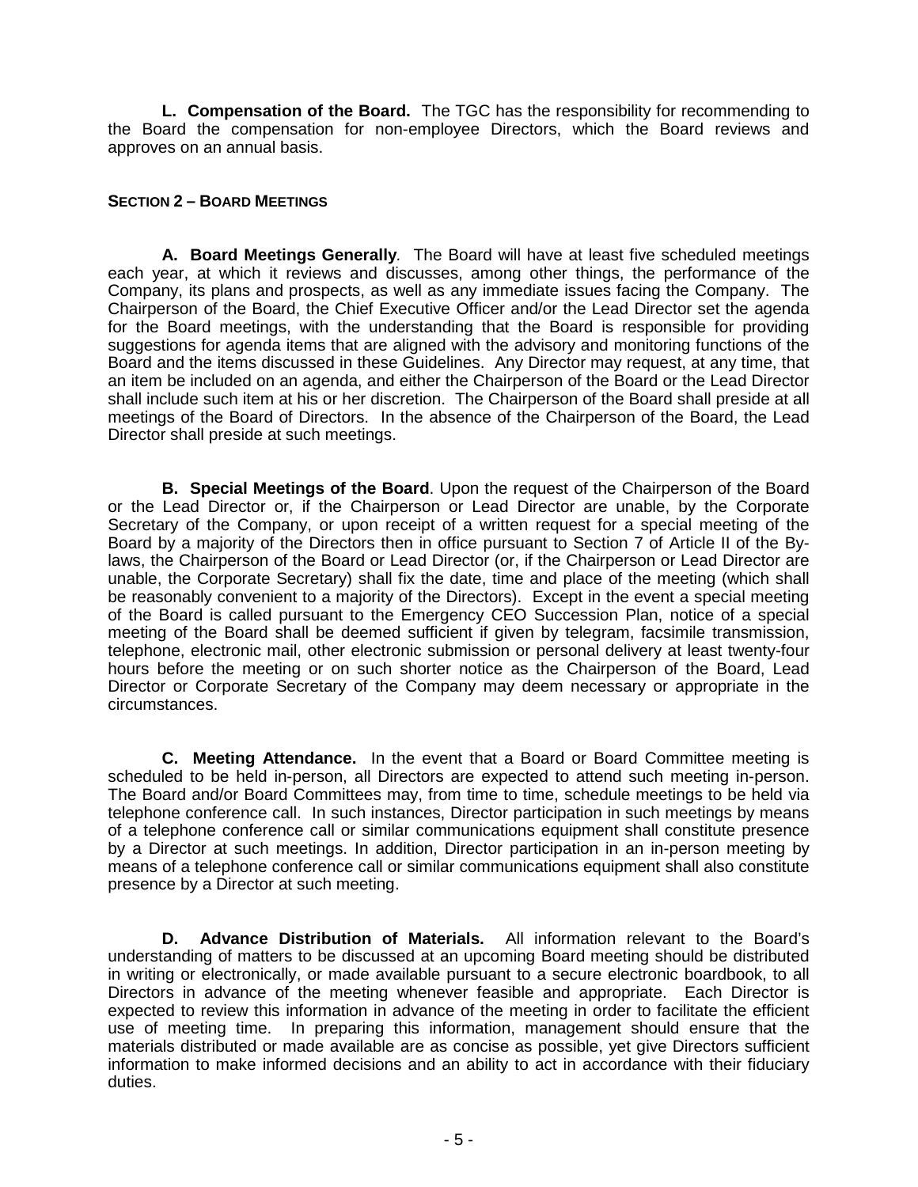**L. Compensation of the Board.** The TGC has the responsibility for recommending to the Board the compensation for non-employee Directors, which the Board reviews and approves on an annual basis.

## SECTION 2 – BOARD MEETINGS

**A. Board Meetings Generally**. The Board will have at least five scheduled meetings each year, at which it reviews and discusses, among other things, the performance of the Company, its plans and prospects, as well as any immediate issues facing the Company. The Chairperson of the Board, the Chief Executive Officer and/or the Lead Director set the agenda for the Board meetings, with the understanding that the Board is responsible for providing suggestions for agenda items that are aligned with the advisory and monitoring functions of the Board and the items discussed in these Guidelines. Any Director may request, at any time, that an item be included on an agenda, and either the Chairperson of the Board or the Lead Director shall include such item at his or her discretion. The Chairperson of the Board shall preside at all meetings of the Board of Directors. In the absence of the Chairperson of the Board, the Lead Director shall preside at such meetings.

**B. Special Meetings of the Board**. Upon the request of the Chairperson of the Board or the Lead Director or, if the Chairperson or Lead Director are unable, by the Corporate Secretary of the Company, or upon receipt of a written request for a special meeting of the Board by a majority of the Directors then in office pursuant to Section 7 of Article II of the By-laws, the Chairperson of the Board or Lead Director (or, if the Chairperson or Lead Director are unable, the Corporate Secretary) shall fix the date, time and place of the meeting (which shall be reasonably convenient to a majority of the Directors). Except in the event a special meeting of the Board is called pursuant to the Emergency CEO Succession Plan, notice of a special meeting of the Board shall be deemed sufficient if given by telegram, facsimile transmission, telephone, electronic mail, other electronic submission or personal delivery at least twenty-four hours before the meeting or on such shorter notice as the Chairperson of the Board, Lead Director or Corporate Secretary of the Company may deem necessary or appropriate in the circumstances.

**C. Meeting Attendance.** In the event that a Board or Board Committee meeting is scheduled to be held in-person, all Directors are expected to attend such meeting in-person. The Board and/or Board Committees may, from time to time, schedule meetings to be held via telephone conference call. In such instances, Director participation in such meetings by means of a telephone conference call or similar communications equipment shall constitute presence by a Director at such meetings. In addition, Director participation in an in-person meeting by means of a telephone conference call or similar communications equipment shall also constitute presence by a Director at such meeting.

**D. Advance Distribution of Materials.** All information relevant to the Board's understanding of matters to be discussed at an upcoming Board meeting should be distributed in writing or electronically, or made available pursuant to a secure electronic boardbook, to all Directors in advance of the meeting whenever feasible and appropriate. Each Director is expected to review this information in advance of the meeting in order to facilitate the efficient use of meeting time. In preparing this information, management should ensure that the materials distributed or made available are as concise as possible, yet give Directors sufficient information to make informed decisions and an ability to act in accordance with their fiduciary duties.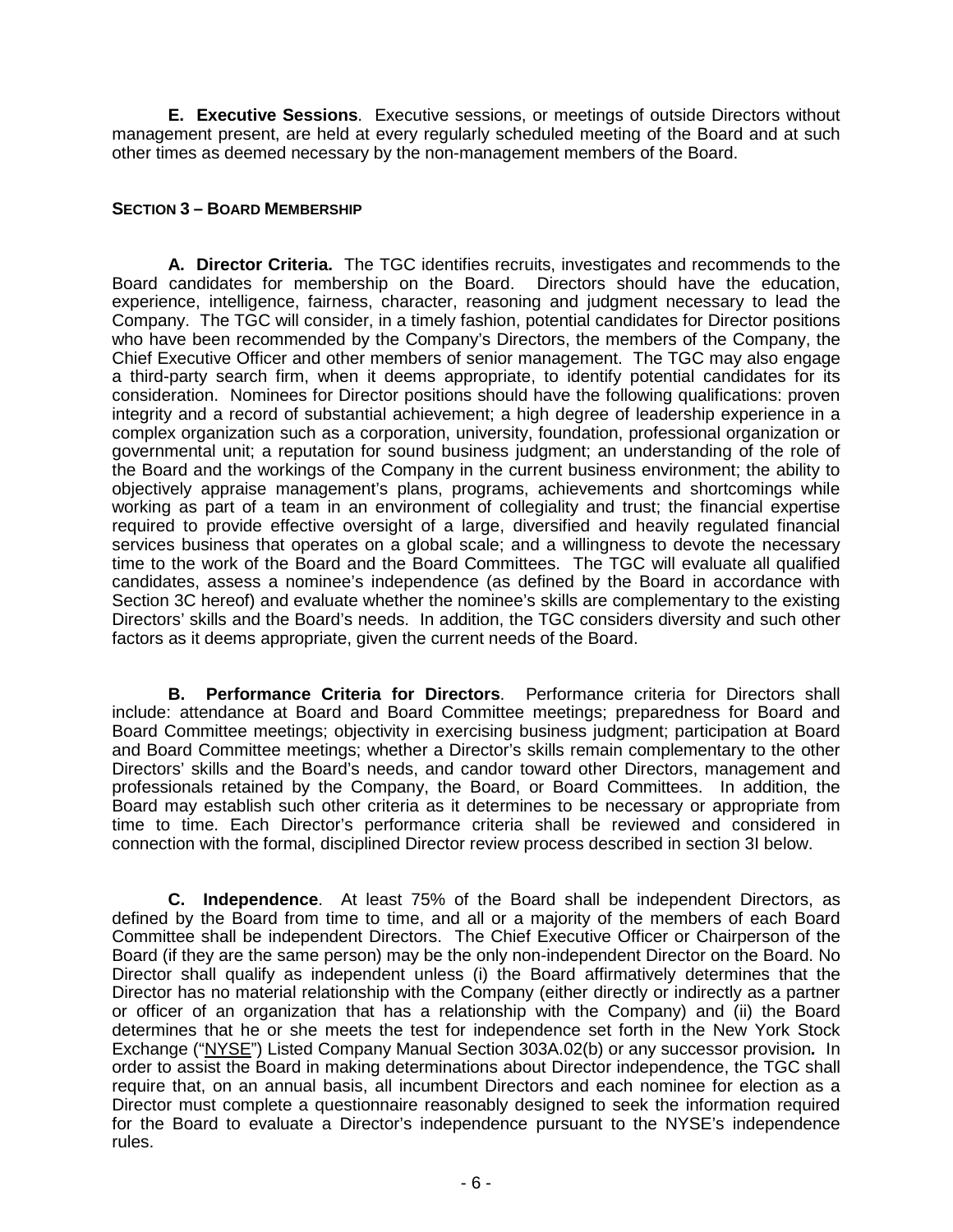**E. Executive Sessions**. Executive sessions, or meetings of outside Directors without management present, are held at every regularly scheduled meeting of the Board and at such other times as deemed necessary by the non-management members of the Board.

## SECTION 3 – BOARD MEMBERSHIP

**A. Director Criteria.** The TGC identifies recruits, investigates and recommends to the Board candidates for membership on the Board. Directors should have the education, experience, intelligence, fairness, character, reasoning and judgment necessary to lead the Company. The TGC will consider, in a timely fashion, potential candidates for Director positions who have been recommended by the Company's Directors, the members of the Company, the Chief Executive Officer and other members of senior management. The TGC may also engage a third-party search firm, when it deems appropriate, to identify potential candidates for its consideration. Nominees for Director positions should have the following qualifications: proven integrity and a record of substantial achievement; a high degree of leadership experience in a complex organization such as a corporation, university, foundation, professional organization or governmental unit; a reputation for sound business judgment; an understanding of the role of the Board and the workings of the Company in the current business environment; the ability to objectively appraise management's plans, programs, achievements and shortcomings while working as part of a team in an environment of collegiality and trust; the financial expertise required to provide effective oversight of a large, diversified and heavily regulated financial services business that operates on a global scale; and a willingness to devote the necessary time to the work of the Board and the Board Committees. The TGC will evaluate all qualified candidates, assess a nominee's independence (as defined by the Board in accordance with Section 3C hereof) and evaluate whether the nominee's skills are complementary to the existing Directors' skills and the Board's needs. In addition, the TGC considers diversity and such other factors as it deems appropriate, given the current needs of the Board.

**B. Performance Criteria for Directors**. Performance criteria for Directors shall include: attendance at Board and Board Committee meetings; preparedness for Board and Board Committee meetings; objectivity in exercising business judgment; participation at Board and Board Committee meetings; whether a Director's skills remain complementary to the other Directors' skills and the Board's needs, and candor toward other Directors, management and professionals retained by the Company, the Board, or Board Committees. In addition, the Board may establish such other criteria as it determines to be necessary or appropriate from time to time. Each Director's performance criteria shall be reviewed and considered in connection with the formal, disciplined Director review process described in section 3I below.

**C. Independence**. At least 75% of the Board shall be independent Directors, as defined by the Board from time to time, and all or a majority of the members of each Board Committee shall be independent Directors. The Chief Executive Officer or Chairperson of the Board (if they are the same person) may be the only non-independent Director on the Board. No Director shall qualify as independent unless (i) the Board affirmatively determines that the Director has no material relationship with the Company (either directly or indirectly as a partner or officer of an organization that has a relationship with the Company) and (ii) the Board determines that he or she meets the test for independence set forth in the New York Stock Exchange ("NYSE") Listed Company Manual Section 303A.02(b) or any successor provision**.** In order to assist the Board in making determinations about Director independence, the TGC shall require that, on an annual basis, all incumbent Directors and each nominee for election as a Director must complete a questionnaire reasonably designed to seek the information required for the Board to evaluate a Director's independence pursuant to the NYSE's independence rules.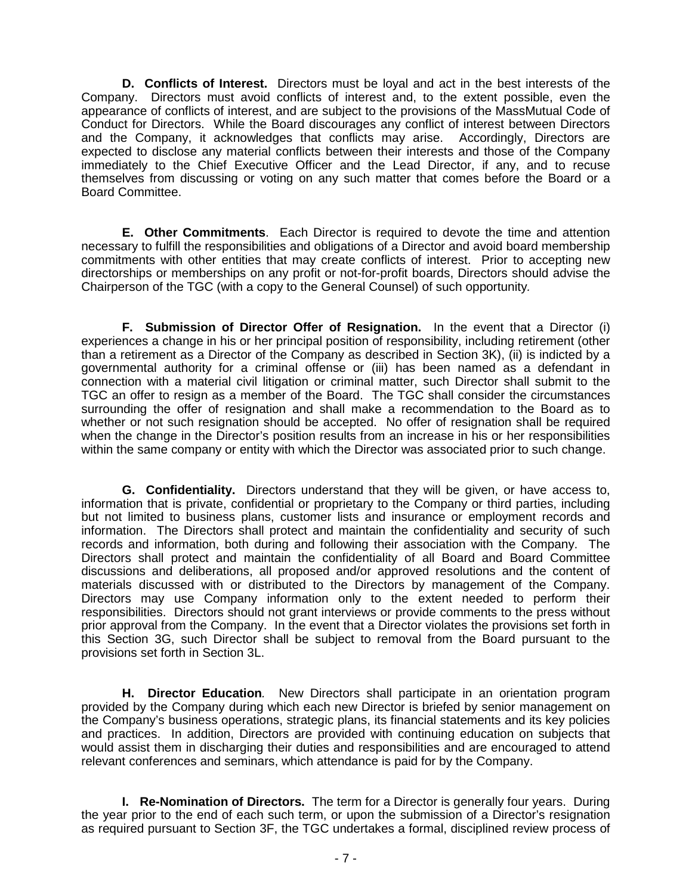**D. Conflicts of Interest.** Directors must be loyal and act in the best interests of the Company. Directors must avoid conflicts of interest and, to the extent possible, even the appearance of conflicts of interest, and are subject to the provisions of the MassMutual Code of Conduct for Directors. While the Board discourages any conflict of interest between Directors and the Company, it acknowledges that conflicts may arise. Accordingly, Directors are expected to disclose any material conflicts between their interests and those of the Company immediately to the Chief Executive Officer and the Lead Director, if any, and to recuse themselves from discussing or voting on any such matter that comes before the Board or a Board Committee.

**E. Other Commitments**. Each Director is required to devote the time and attention necessary to fulfill the responsibilities and obligations of a Director and avoid board membership commitments with other entities that may create conflicts of interest. Prior to accepting new directorships or memberships on any profit or not-for-profit boards, Directors should advise the Chairperson of the TGC (with a copy to the General Counsel) of such opportunity.

**F. Submission of Director Offer of Resignation.** In the event that a Director (i) experiences a change in his or her principal position of responsibility, including retirement (other than a retirement as a Director of the Company as described in Section 3K), (ii) is indicted by a governmental authority for a criminal offense or (iii) has been named as a defendant in connection with a material civil litigation or criminal matter, such Director shall submit to the TGC an offer to resign as a member of the Board. The TGC shall consider the circumstances surrounding the offer of resignation and shall make a recommendation to the Board as to whether or not such resignation should be accepted. No offer of resignation shall be required when the change in the Director's position results from an increase in his or her responsibilities within the same company or entity with which the Director was associated prior to such change.

**G. Confidentiality.** Directors understand that they will be given, or have access to, information that is private, confidential or proprietary to the Company or third parties, including but not limited to business plans, customer lists and insurance or employment records and information. The Directors shall protect and maintain the confidentiality and security of such records and information, both during and following their association with the Company. The Directors shall protect and maintain the confidentiality of all Board and Board Committee discussions and deliberations, all proposed and/or approved resolutions and the content of materials discussed with or distributed to the Directors by management of the Company. Directors may use Company information only to the extent needed to perform their responsibilities. Directors should not grant interviews or provide comments to the press without prior approval from the Company. In the event that a Director violates the provisions set forth in this Section 3G, such Director shall be subject to removal from the Board pursuant to the provisions set forth in Section 3L.

**H. Director Education**. New Directors shall participate in an orientation program provided by the Company during which each new Director is briefed by senior management on the Company's business operations, strategic plans, its financial statements and its key policies and practices. In addition, Directors are provided with continuing education on subjects that would assist them in discharging their duties and responsibilities and are encouraged to attend relevant conferences and seminars, which attendance is paid for by the Company.

**I. Re-Nomination of Directors.** The term for a Director is generally four years. During the year prior to the end of each such term, or upon the submission of a Director's resignation as required pursuant to Section 3F, the TGC undertakes a formal, disciplined review process of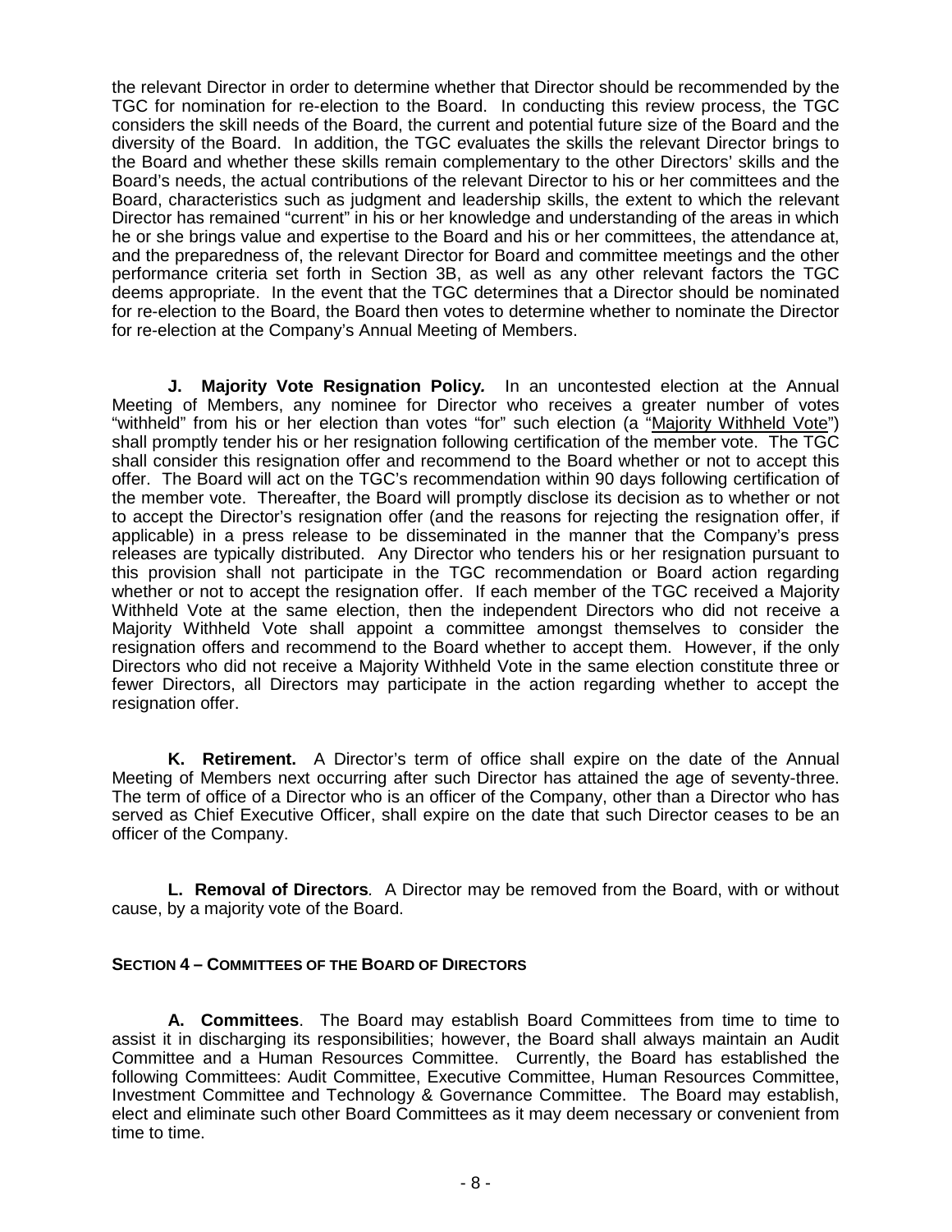the relevant Director in order to determine whether that Director should be recommended by the TGC for nomination for re-election to the Board. In conducting this review process, the TGC considers the skill needs of the Board, the current and potential future size of the Board and the diversity of the Board. In addition, the TGC evaluates the skills the relevant Director brings to the Board and whether these skills remain complementary to the other Directors' skills and the Board's needs, the actual contributions of the relevant Director to his or her committees and the Board, characteristics such as judgment and leadership skills, the extent to which the relevant Director has remained "current" in his or her knowledge and understanding of the areas in which he or she brings value and expertise to the Board and his or her committees, the attendance at, and the preparedness of, the relevant Director for Board and committee meetings and the other performance criteria set forth in Section 3B, as well as any other relevant factors the TGC deems appropriate. In the event that the TGC determines that a Director should be nominated for re-election to the Board, the Board then votes to determine whether to nominate the Director for re-election at the Company's Annual Meeting of Members.

**J. Majority Vote Resignation Policy.** In an uncontested election at the Annual Meeting of Members, any nominee for Director who receives a greater number of votes "withheld" from his or her election than votes "for" such election (a "Majority Withheld Vote") shall promptly tender his or her resignation following certification of the member vote. The TGC shall consider this resignation offer and recommend to the Board whether or not to accept this offer. The Board will act on the TGC's recommendation within 90 days following certification of the member vote. Thereafter, the Board will promptly disclose its decision as to whether or not to accept the Director's resignation offer (and the reasons for rejecting the resignation offer, if applicable) in a press release to be disseminated in the manner that the Company's press releases are typically distributed. Any Director who tenders his or her resignation pursuant to this provision shall not participate in the TGC recommendation or Board action regarding whether or not to accept the resignation offer. If each member of the TGC received a Majority Withheld Vote at the same election, then the independent Directors who did not receive a Majority Withheld Vote shall appoint a committee amongst themselves to consider the resignation offers and recommend to the Board whether to accept them. However, if the only Directors who did not receive a Majority Withheld Vote in the same election constitute three or fewer Directors, all Directors may participate in the action regarding whether to accept the resignation offer.

**K. Retirement.** A Director's term of office shall expire on the date of the Annual Meeting of Members next occurring after such Director has attained the age of seventy-three. The term of office of a Director who is an officer of the Company, other than a Director who has served as Chief Executive Officer, shall expire on the date that such Director ceases to be an officer of the Company.

**L. Removal of Directors**. A Director may be removed from the Board, with or without cause, by a majority vote of the Board.

## SECTION 4 – COMMITTEES OF THE BOARD OF DIRECTORS

**A. Committees**. The Board may establish Board Committees from time to time to assist it in discharging its responsibilities; however, the Board shall always maintain an Audit Committee and a Human Resources Committee. Currently, the Board has established the following Committees: Audit Committee, Executive Committee, Human Resources Committee, Investment Committee and Technology & Governance Committee. The Board may establish, elect and eliminate such other Board Committees as it may deem necessary or convenient from time to time.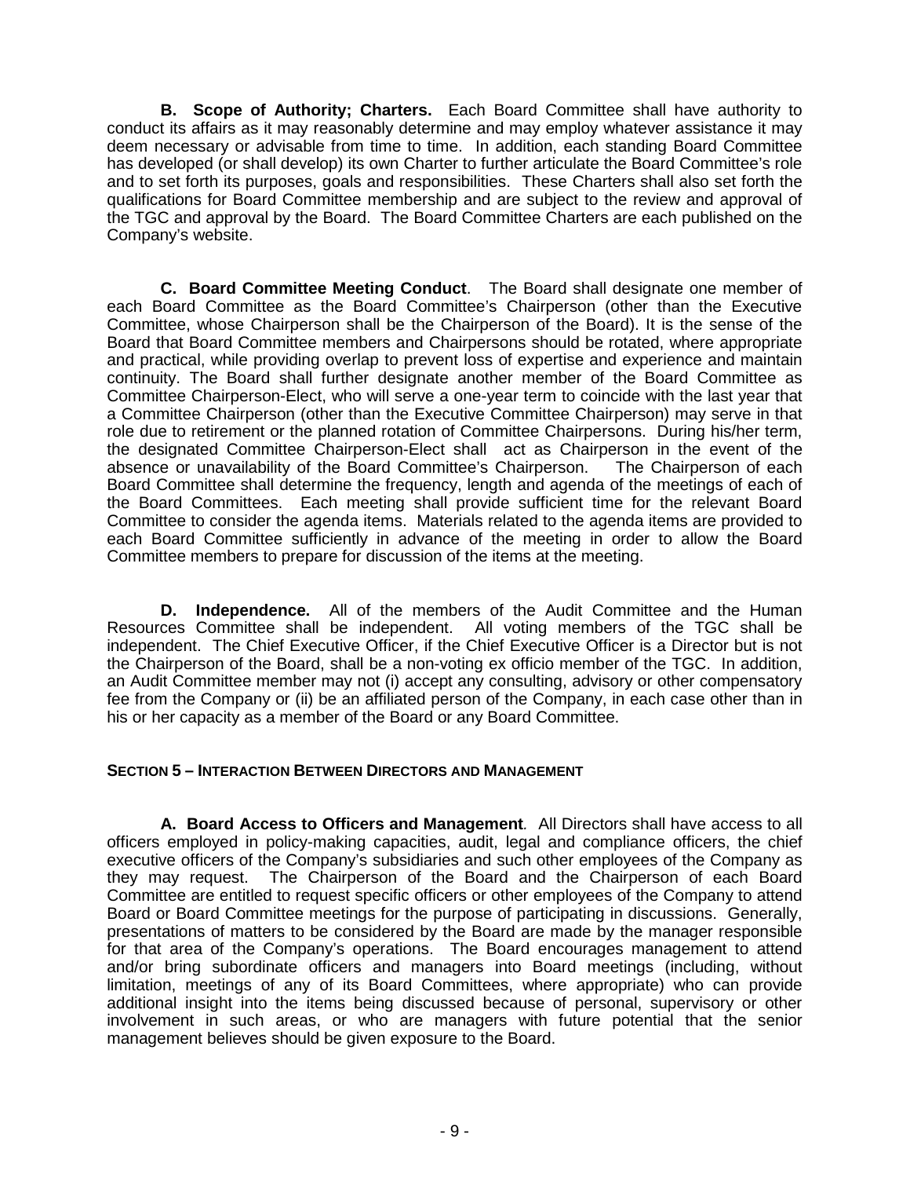**B. Scope of Authority; Charters.** Each Board Committee shall have authority to conduct its affairs as it may reasonably determine and may employ whatever assistance it may deem necessary or advisable from time to time. In addition, each standing Board Committee has developed (or shall develop) its own Charter to further articulate the Board Committee's role and to set forth its purposes, goals and responsibilities. These Charters shall also set forth the qualifications for Board Committee membership and are subject to the review and approval of the TGC and approval by the Board. The Board Committee Charters are each published on the Company's website.

**C. Board Committee Meeting Conduct**. The Board shall designate one member of each Board Committee as the Board Committee's Chairperson (other than the Executive Committee, whose Chairperson shall be the Chairperson of the Board). It is the sense of the Board that Board Committee members and Chairpersons should be rotated, where appropriate and practical, while providing overlap to prevent loss of expertise and experience and maintain continuity. The Board shall further designate another member of the Board Committee as Committee Chairperson-Elect, who will serve a one-year term to coincide with the last year that a Committee Chairperson (other than the Executive Committee Chairperson) may serve in that role due to retirement or the planned rotation of Committee Chairpersons. During his/her term, the designated Committee Chairperson-Elect shall act as Chairperson in the event of the absence or unavailability of the Board Committee's Chairperson. The Chairperson of each Board Committee shall determine the frequency, length and agenda of the meetings of each of the Board Committees. Each meeting shall provide sufficient time for the relevant Board Committee to consider the agenda items. Materials related to the agenda items are provided to each Board Committee sufficiently in advance of the meeting in order to allow the Board Committee members to prepare for discussion of the items at the meeting.

**D. Independence.** All of the members of the Audit Committee and the Human Resources Committee shall be independent. All voting members of the TGC shall be independent. The Chief Executive Officer, if the Chief Executive Officer is a Director but is not the Chairperson of the Board, shall be a non-voting ex officio member of the TGC. In addition, an Audit Committee member may not (i) accept any consulting, advisory or other compensatory fee from the Company or (ii) be an affiliated person of the Company, in each case other than in his or her capacity as a member of the Board or any Board Committee.

## SECTION 5 – INTERACTION BETWEEN DIRECTORS AND MANAGEMENT

**A. Board Access to Officers and Management***.* All Directors shall have access to all officers employed in policy-making capacities, audit, legal and compliance officers, the chief executive officers of the Company's subsidiaries and such other employees of the Company as they may request. The Chairperson of the Board and the Chairperson of each Board Committee are entitled to request specific officers or other employees of the Company to attend Board or Board Committee meetings for the purpose of participating in discussions. Generally, presentations of matters to be considered by the Board are made by the manager responsible for that area of the Company's operations. The Board encourages management to attend and/or bring subordinate officers and managers into Board meetings (including, without limitation, meetings of any of its Board Committees, where appropriate) who can provide additional insight into the items being discussed because of personal, supervisory or other involvement in such areas, or who are managers with future potential that the senior management believes should be given exposure to the Board.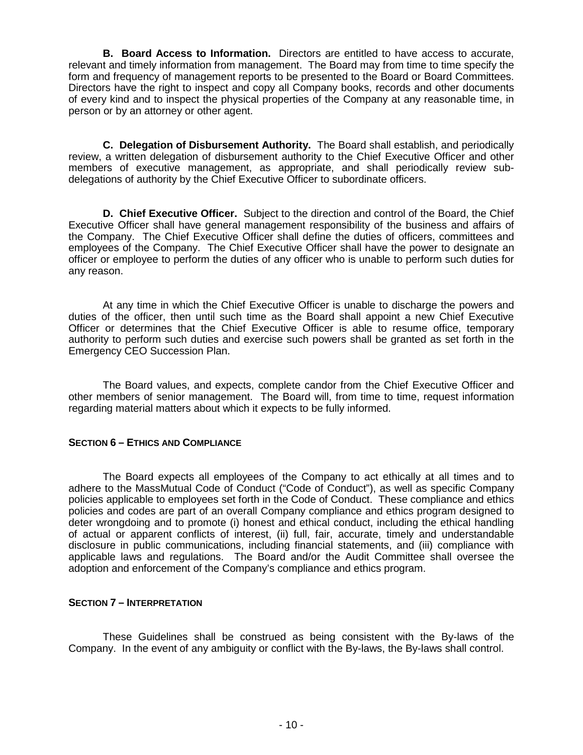**B. Board Access to Information.** Directors are entitled to have access to accurate, relevant and timely information from management. The Board may from time to time specify the form and frequency of management reports to be presented to the Board or Board Committees. Directors have the right to inspect and copy all Company books, records and other documents of every kind and to inspect the physical properties of the Company at any reasonable time, in person or by an attorney or other agent.

**C. Delegation of Disbursement Authority.** The Board shall establish, and periodically review, a written delegation of disbursement authority to the Chief Executive Officer and other members of executive management, as appropriate, and shall periodically review sub-delegations of authority by the Chief Executive Officer to subordinate officers.

**D. Chief Executive Officer.** Subject to the direction and control of the Board, the Chief Executive Officer shall have general management responsibility of the business and affairs of the Company. The Chief Executive Officer shall define the duties of officers, committees and employees of the Company. The Chief Executive Officer shall have the power to designate an officer or employee to perform the duties of any officer who is unable to perform such duties for any reason.

At any time in which the Chief Executive Officer is unable to discharge the powers and duties of the officer, then until such time as the Board shall appoint a new Chief Executive Officer or determines that the Chief Executive Officer is able to resume office, temporary authority to perform such duties and exercise such powers shall be granted as set forth in the Emergency CEO Succession Plan.

The Board values, and expects, complete candor from the Chief Executive Officer and other members of senior management. The Board will, from time to time, request information regarding material matters about which it expects to be fully informed.

## SECTION 6 – ETHICS AND COMPLIANCE

The Board expects all employees of the Company to act ethically at all times and to adhere to the MassMutual Code of Conduct ("Code of Conduct"), as well as specific Company policies applicable to employees set forth in the Code of Conduct. These compliance and ethics policies and codes are part of an overall Company compliance and ethics program designed to deter wrongdoing and to promote (i) honest and ethical conduct, including the ethical handling of actual or apparent conflicts of interest, (ii) full, fair, accurate, timely and understandable disclosure in public communications, including financial statements, and (iii) compliance with applicable laws and regulations. The Board and/or the Audit Committee shall oversee the adoption and enforcement of the Company's compliance and ethics program.

## SECTION 7 – INTERPRETATION

These Guidelines shall be construed as being consistent with the By-laws of the Company. In the event of any ambiguity or conflict with the By-laws, the By-laws shall control.